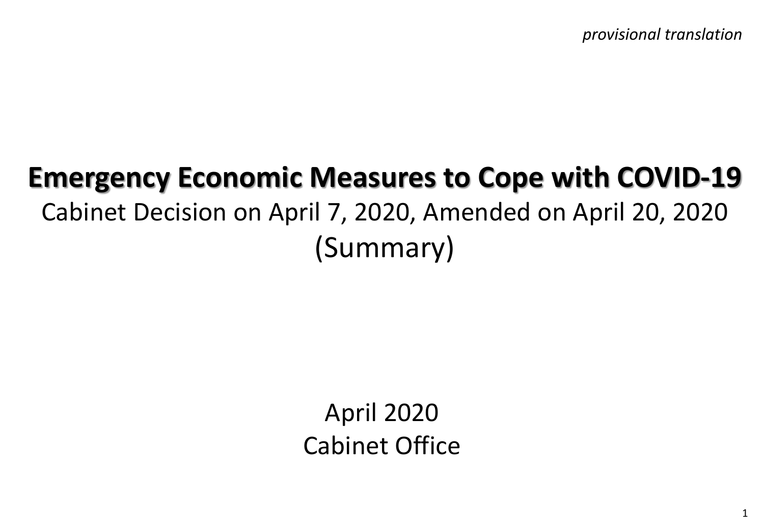*provisional translation*

# Emergency Economic Measures to Cope with COVID-19

Cabinet Decision on April 7, 2020, Amended on April 20, 2020

(Summary)

April 2020

Cabinet Office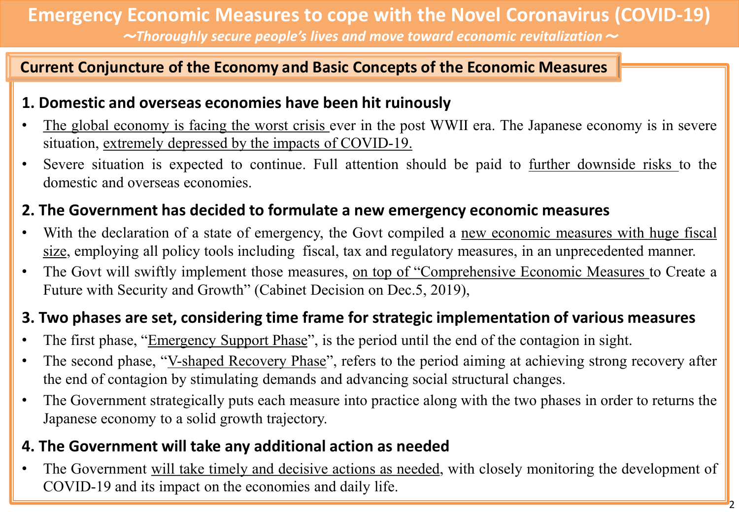# Emergency Economic Measures to cope with the Novel Coronavirus (COVID-19)

*〜Thoroughly secure people's lives and move toward economic revitalization〜*

## Current Conjuncture of the Economy and Basic Concepts of the Economic Measures

### 1. Domestic and overseas economies have been hit ruinously

- The global economy is facing the worst crisis ever in the post WWII era. The Japanese economy is in severe situation, extremely depressed by the impacts of COVID-19.
- Severe situation is expected to continue. Full attention should be paid to further downside risks to the domestic and overseas economies.

### 2. The Government has decided to formulate a new emergency economic measures

- With the declaration of a state of emergency, the Govt compiled a new economic measures with huge fiscal size, employing all policy tools including fiscal, tax and regulatory measures, in an unprecedented manner.
- The Govt will swiftly implement those measures, on top of "Comprehensive Economic Measures to Create a Future with Security and Growth" (Cabinet Decision on Dec.5, 2019),

### 3. Two phases are set, considering time frame for strategic implementation of various measures

- The first phase, "Emergency Support Phase", is the period until the end of the contagion in sight.
- The second phase, "V-shaped Recovery Phase", refers to the period aiming at achieving strong recovery after the end of contagion by stimulating demands and advancing social structural changes.
- The Government strategically puts each measure into practice along with the two phases in order to returns the Japanese economy to a solid growth trajectory.

### 4. The Government will take any additional action as needed

- The Government will take timely and decisive actions as needed, with closely monitoring the development of COVID-19 and its impact on the economies and daily life.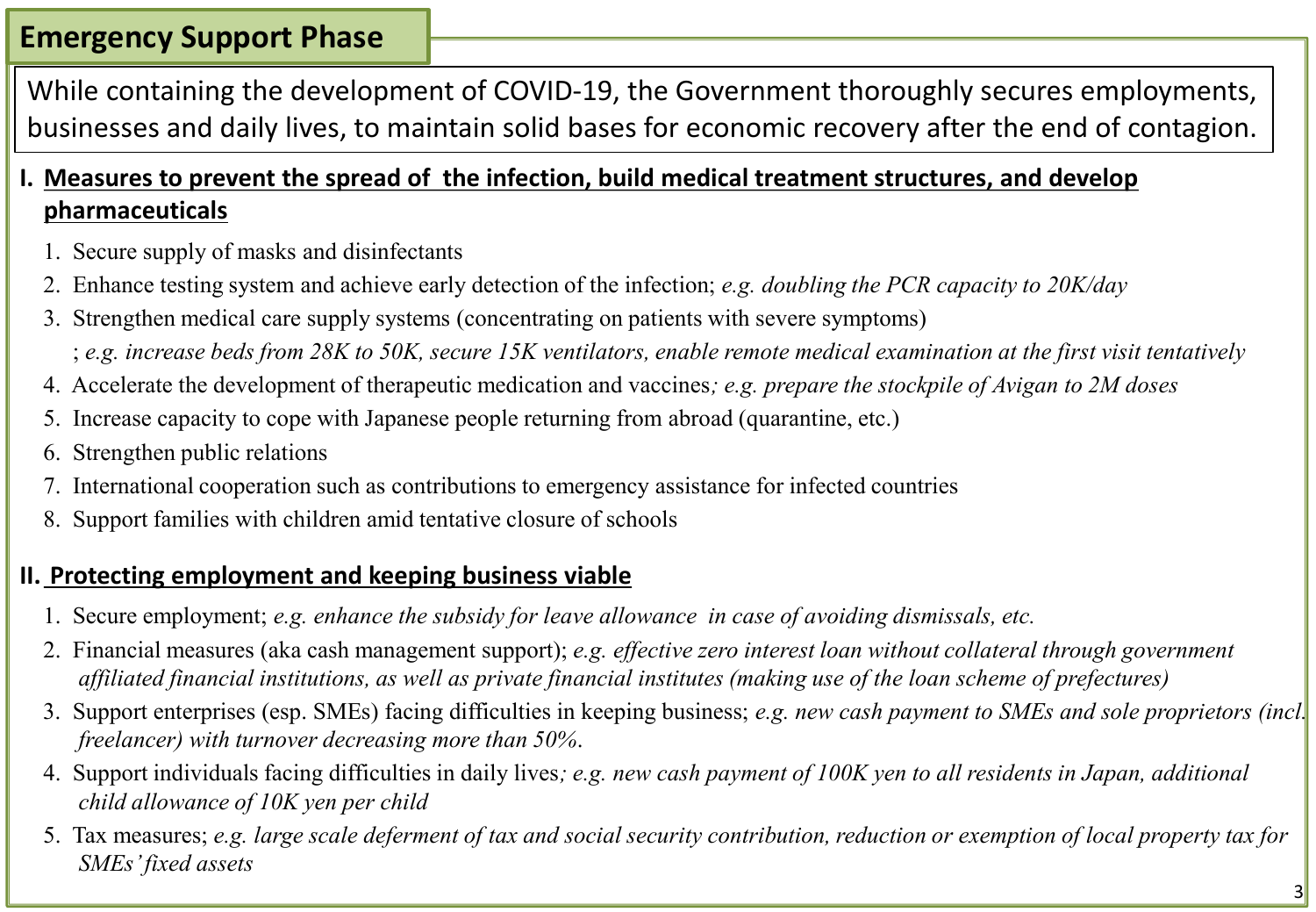# Emergency Support Phase

While containing the development of COVID-19, the Government thoroughly secures employments, businesses and daily lives, to maintain solid bases for economic recovery after the end of contagion.

## I. Measures to prevent the spread of the infection, build medical treatment structures, and develop pharmaceuticals

1. Secure supply of masks and disinfectants
2. Enhance testing system and achieve early detection of the infection; *e.g. doubling the PCR capacity to 20K/day*
3. Strengthen medical care supply systems (concentrating on patients with severe symptoms) ; *e.g. increase beds from 28K to 50K, secure 15K ventilators, enable remote medical examination at the first visit tentatively*
4. Accelerate the development of therapeutic medication and vaccines*; e.g. prepare the stockpile of Avigan to 2M doses*
5. Increase capacity to cope with Japanese people returning from abroad (quarantine, etc.)
6. Strengthen public relations
7. International cooperation such as contributions to emergency assistance for infected countries
8. Support families with children amid tentative closure of schools

## II. Protecting employment and keeping business viable

1. Secure employment; *e.g. enhance the subsidy for leave allowance in case of avoiding dismissals, etc.*
2. Financial measures (aka cash management support); *e.g. effective zero interest loan without collateral through government affiliated financial institutions, as well as private financial institutes (making use of the loan scheme of prefectures)*
3. Support enterprises (esp. SMEs) facing difficulties in keeping business; *e.g. new cash payment to SMEs and sole proprietors (incl. freelancer) with turnover decreasing more than 50%.*
4. Support individuals facing difficulties in daily lives*; e.g. new cash payment of 100K yen to all residents in Japan, additional child allowance of 10K yen per child*
5. Tax measures; *e.g. large scale deferment of tax and social security contribution, reduction or exemption of local property tax for SMEs' fixed assets*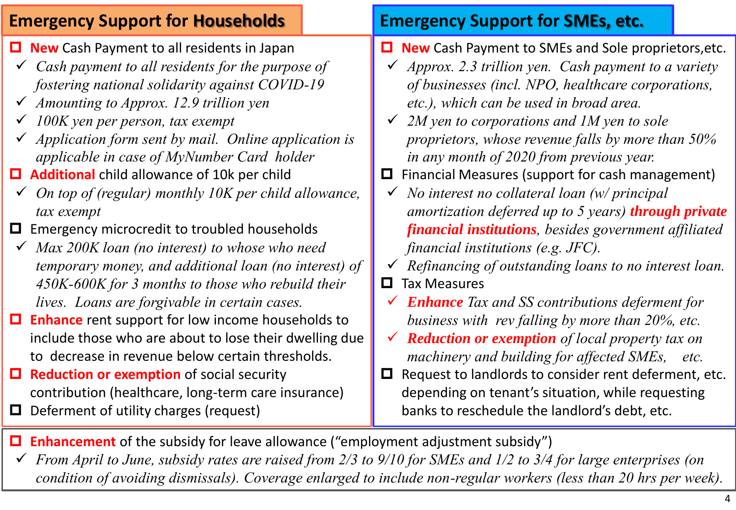## Emergency Support for Households

- **New** Cash Payment to all residents in Japan
  - ✓ *Cash payment to all residents for the purpose of fostering national solidarity against COVID-19*
  - ✓ *Amounting to Approx. 12.9 trillion yen*
  - ✓ *100K yen per person, tax exempt*
  - ✓ *Application form sent by mail. Online application is applicable in case of MyNumber Card holder*
- **Additional** child allowance of 10k per child
  - ✓ *On top of (regular) monthly 10K per child allowance, tax exempt*
- Emergency microcredit to troubled households
  - ✓ *Max 200K loan (no interest) to whose who need temporary money, and additional loan (no interest) of 450K-600K for 3 months to those who rebuild their lives. Loans are forgivable in certain cases.*
- **Enhance** rent support for low income households to include those who are about to lose their dwelling due to decrease in revenue below certain thresholds.
- **Reduction or exemption** of social security contribution (healthcare, long-term care insurance)
- Deferment of utility charges (request)

## Emergency Support for SMEs, etc.

- **New** Cash Payment to SMEs and Sole proprietors,etc.
  - ✓ *Approx. 2.3 trillion yen. Cash payment to a variety of businesses (incl. NPO, healthcare corporations, etc.), which can be used in broad area.*
  - ✓ *2M yen to corporations and 1M yen to sole proprietors, whose revenue falls by more than 50% in any month of 2020 from previous year.*
- Financial Measures (support for cash management)
  - ✓ *No interest no collateral loan (w/ principal amortization deferred up to 5 years)* ***through private financial institutions****, besides government affiliated financial institutions (e.g. JFC).*
  - ✓ *Refinancing of outstanding loans to no interest loan.*
- Tax Measures
  - ✓ ***Enhance*** *Tax and SS contributions deferment for business with rev falling by more than 20%, etc.*
  - ✓ ***Reduction or exemption*** *of local property tax on machinery and building for affected SMEs, etc.*
- Request to landlords to consider rent deferment, etc. depending on tenant's situation, while requesting banks to reschedule the landlord's debt, etc.

---

- **Enhancement** of the subsidy for leave allowance ("employment adjustment subsidy")
  - ✓ *From April to June, subsidy rates are raised from 2/3 to 9/10 for SMEs and 1/2 to 3/4 for large enterprises (on condition of avoiding dismissals). Coverage enlarged to include non-regular workers (less than 20 hrs per week).*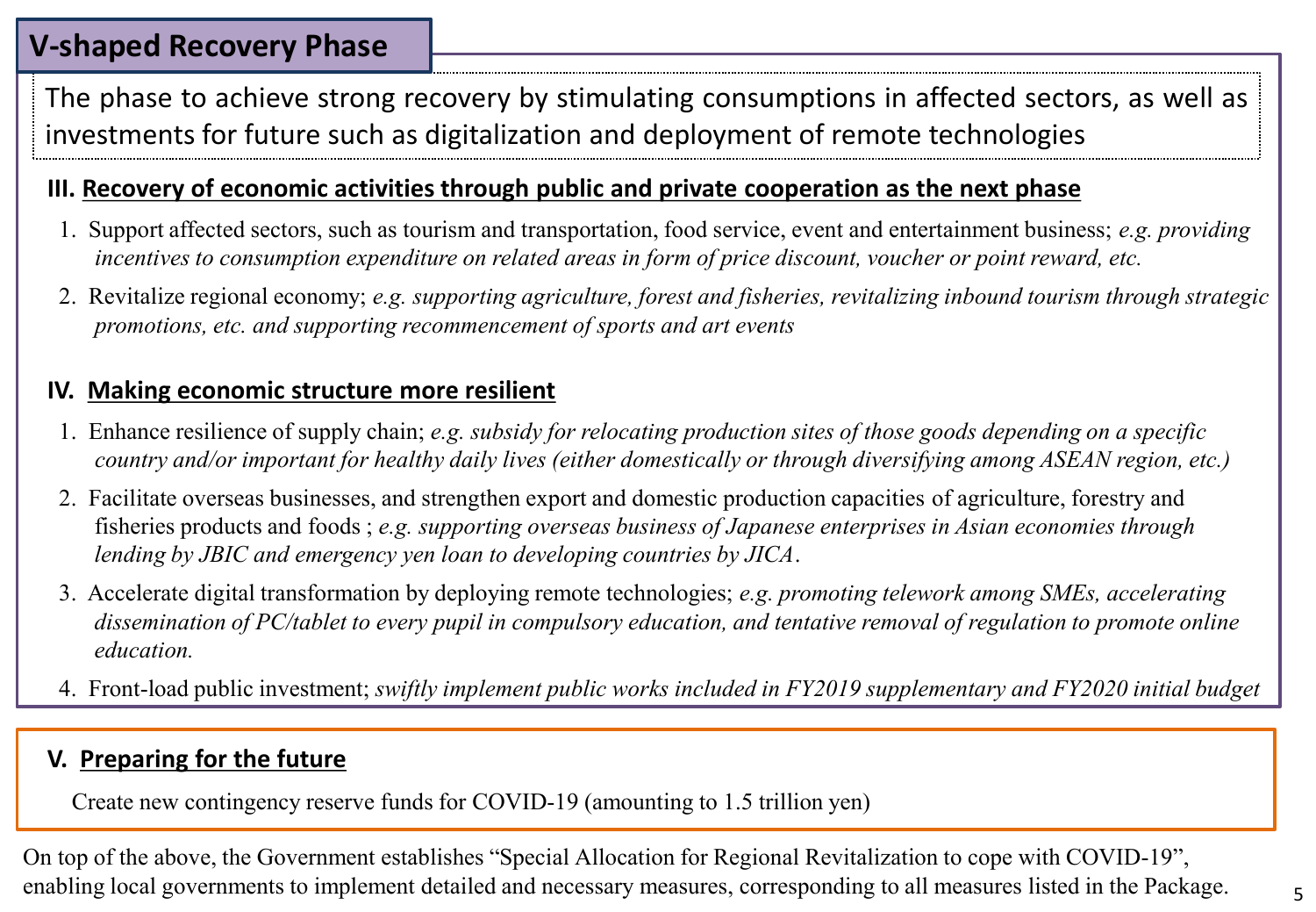## V-shaped Recovery Phase

The phase to achieve strong recovery by stimulating consumptions in affected sectors, as well as investments for future such as digitalization and deployment of remote technologies

### III. Recovery of economic activities through public and private cooperation as the next phase

1. Support affected sectors, such as tourism and transportation, food service, event and entertainment business; *e.g. providing incentives to consumption expenditure on related areas in form of price discount, voucher or point reward, etc.*
2. Revitalize regional economy; *e.g. supporting agriculture, forest and fisheries, revitalizing inbound tourism through strategic promotions, etc. and supporting recommencement of sports and art events*

### IV. Making economic structure more resilient

1. Enhance resilience of supply chain; *e.g. subsidy for relocating production sites of those goods depending on a specific country and/or important for healthy daily lives (either domestically or through diversifying among ASEAN region, etc.)*
2. Facilitate overseas businesses, and strengthen export and domestic production capacities of agriculture, forestry and fisheries products and foods ; *e.g. supporting overseas business of Japanese enterprises in Asian economies through lending by JBIC and emergency yen loan to developing countries by JICA*.
3. Accelerate digital transformation by deploying remote technologies; *e.g. promoting telework among SMEs, accelerating dissemination of PC/tablet to every pupil in compulsory education, and tentative removal of regulation to promote online education.*
4. Front-load public investment; *swiftly implement public works included in FY2019 supplementary and FY2020 initial budget*

### V. Preparing for the future

Create new contingency reserve funds for COVID-19 (amounting to 1.5 trillion yen)

On top of the above, the Government establishes "Special Allocation for Regional Revitalization to cope with COVID-19", enabling local governments to implement detailed and necessary measures, corresponding to all measures listed in the Package.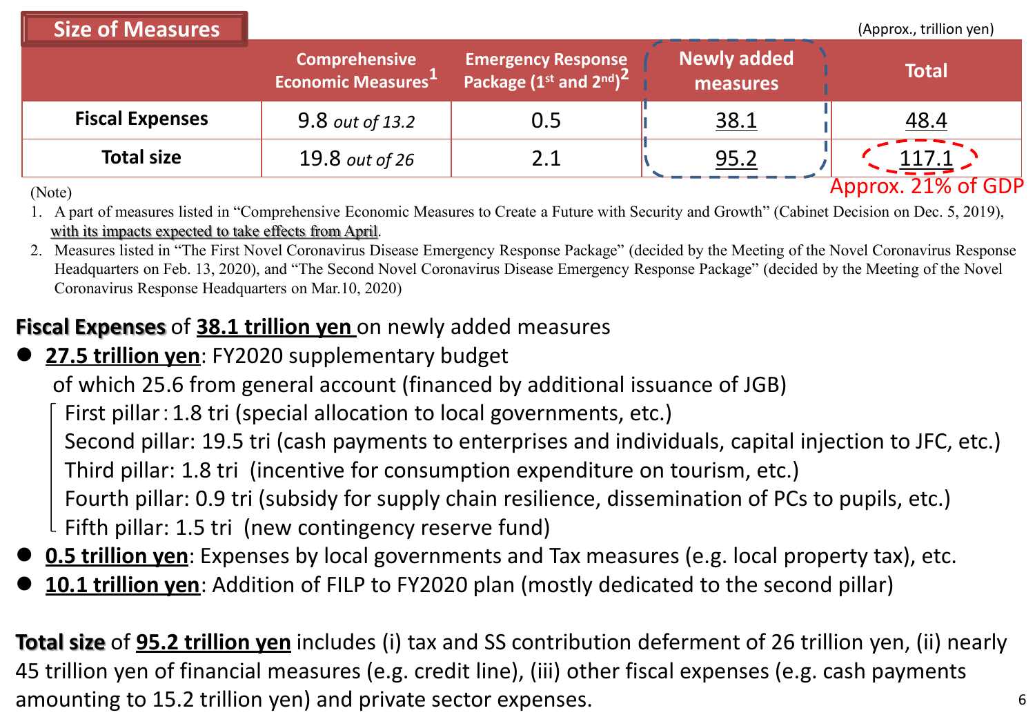## Size of Measures

(Approx., trillion yen)

| | Comprehensive Economic Measures[1] | Emergency Response Package (1st and 2nd)[2] | Newly added measures | Total |
|---|---|---|---|---|
| **Fiscal Expenses** | 9.8 *out of 13.2* | 0.5 | 38.1 | 48.4 |
| **Total size** | 19.8 *out of 26* | 2.1 | 95.2 | 117.1 |

Approx. 21% of GDP

(Note)

1. A part of measures listed in "Comprehensive Economic Measures to Create a Future with Security and Growth" (Cabinet Decision on Dec. 5, 2019), with its impacts expected to take effects from April.
2. Measures listed in "The First Novel Coronavirus Disease Emergency Response Package" (decided by the Meeting of the Novel Coronavirus Response Headquarters on Feb. 13, 2020), and "The Second Novel Coronavirus Disease Emergency Response Package" (decided by the Meeting of the Novel Coronavirus Response Headquarters on Mar.10, 2020)

**Fiscal Expenses** of **38.1 trillion yen** on newly added measures

- **27.5 trillion yen**: FY2020 supplementary budget
  of which 25.6 from general account (financed by additional issuance of JGB)
  - First pillar: 1.8 tri (special allocation to local governments, etc.)
  - Second pillar: 19.5 tri (cash payments to enterprises and individuals, capital injection to JFC, etc.)
  - Third pillar: 1.8 tri (incentive for consumption expenditure on tourism, etc.)
  - Fourth pillar: 0.9 tri (subsidy for supply chain resilience, dissemination of PCs to pupils, etc.)
  - Fifth pillar: 1.5 tri (new contingency reserve fund)
- **0.5 trillion yen**: Expenses by local governments and Tax measures (e.g. local property tax), etc.
- **10.1 trillion yen**: Addition of FILP to FY2020 plan (mostly dedicated to the second pillar)

**Total size** of **95.2 trillion yen** includes (i) tax and SS contribution deferment of 26 trillion yen, (ii) nearly 45 trillion yen of financial measures (e.g. credit line), (iii) other fiscal expenses (e.g. cash payments amounting to 15.2 trillion yen) and private sector expenses.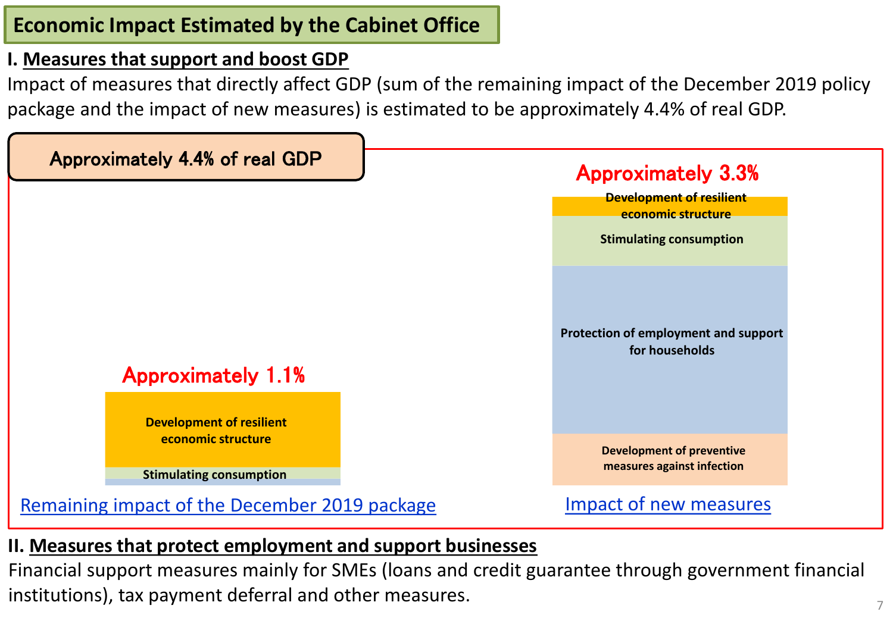## Economic Impact Estimated by the Cabinet Office

### I. Measures that support and boost GDP

Impact of measures that directly affect GDP (sum of the remaining impact of the December 2019 policy package and the impact of new measures) is estimated to be approximately 4.4% of real GDP.

**Approximately 4.4% of real GDP**

**Remaining impact of the December 2019 package** — Approximately 1.1%
- Development of resilient economic structure
- Stimulating consumption

**Impact of new measures** — Approximately 3.3%
- Development of resilient economic structure
- Stimulating consumption
- Protection of employment and support for households
- Development of preventive measures against infection

### II. Measures that protect employment and support businesses

Financial support measures mainly for SMEs (loans and credit guarantee through government financial institutions), tax payment deferral and other measures.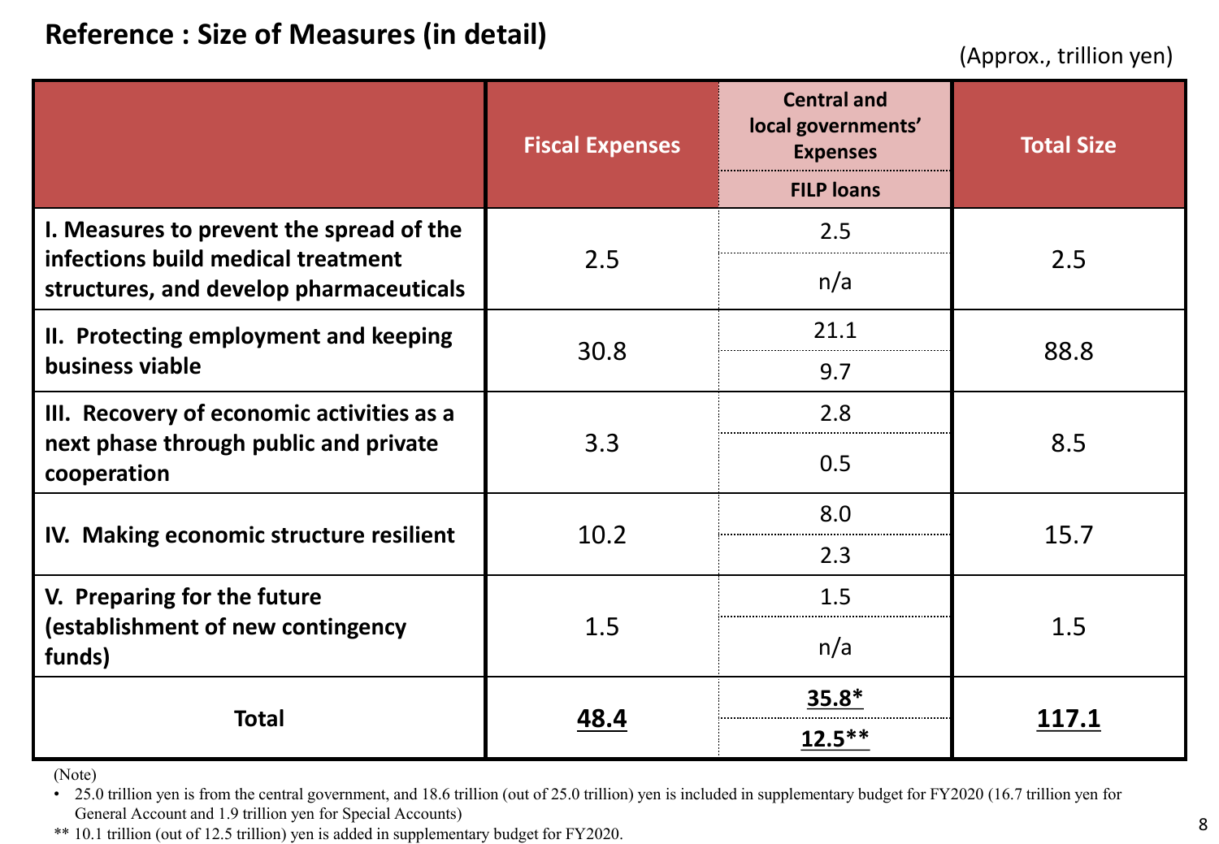## Reference : Size of Measures (in detail)

(Approx., trillion yen)

| | Fiscal Expenses | Central and local governments' Expenses / FILP loans | Total Size |
|---|---|---|---|
| I. Measures to prevent the spread of the infections build medical treatment structures, and develop pharmaceuticals | 2.5 | 2.5 / n/a | 2.5 |
| II. Protecting employment and keeping business viable | 30.8 | 21.1 / 9.7 | 88.8 |
| III. Recovery of economic activities as a next phase through public and private cooperation | 3.3 | 2.8 / 0.5 | 8.5 |
| IV. Making economic structure resilient | 10.2 | 8.0 / 2.3 | 15.7 |
| V. Preparing for the future (establishment of new contingency funds) | 1.5 | 1.5 / n/a | 1.5 |
| **Total** | **48.4** | **35.8*** / **12.5**** | **117.1** |

(Note)

- 25.0 trillion yen is from the central government, and 18.6 trillion (out of 25.0 trillion) yen is included in supplementary budget for FY2020 (16.7 trillion yen for General Account and 1.9 trillion yen for Special Accounts)

** 10.1 trillion (out of 12.5 trillion) yen is added in supplementary budget for FY2020.